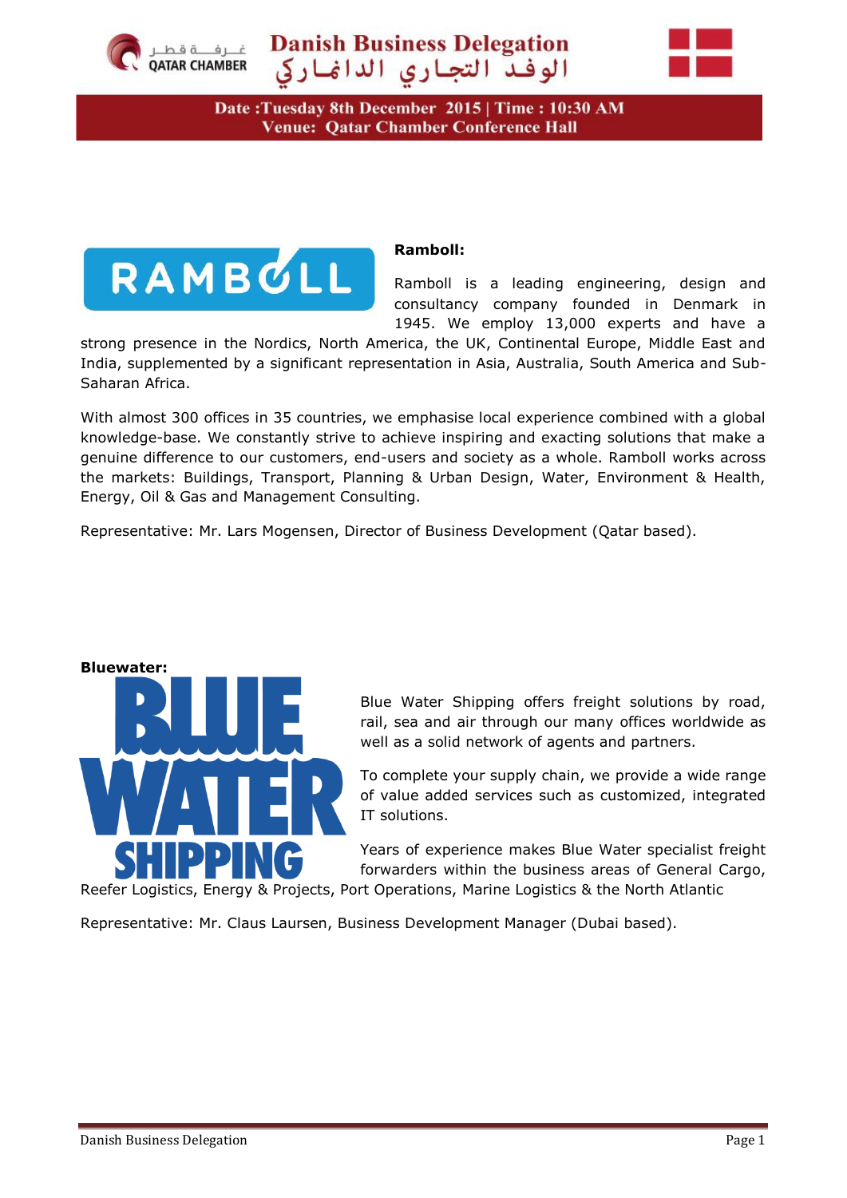# Danish Business Delegation

# الوفد التجاري الدانماركي

**Date :Tuesday 8th December 2015 | Time : 10:30 AM**
**Venue: Qatar Chamber Conference Hall**

**Ramboll:**

Ramboll is a leading engineering, design and consultancy company founded in Denmark in 1945. We employ 13,000 experts and have a strong presence in the Nordics, North America, the UK, Continental Europe, Middle East and India, supplemented by a significant representation in Asia, Australia, South America and Sub-Saharan Africa.

With almost 300 offices in 35 countries, we emphasise local experience combined with a global knowledge-base. We constantly strive to achieve inspiring and exacting solutions that make a genuine difference to our customers, end-users and society as a whole. Ramboll works across the markets: Buildings, Transport, Planning & Urban Design, Water, Environment & Health, Energy, Oil & Gas and Management Consulting.

Representative: Mr. Lars Mogensen, Director of Business Development (Qatar based).

**Bluewater:**

Blue Water Shipping offers freight solutions by road, rail, sea and air through our many offices worldwide as well as a solid network of agents and partners.

To complete your supply chain, we provide a wide range of value added services such as customized, integrated IT solutions.

Years of experience makes Blue Water specialist freight forwarders within the business areas of General Cargo, Reefer Logistics, Energy & Projects, Port Operations, Marine Logistics & the North Atlantic

Representative: Mr. Claus Laursen, Business Development Manager (Dubai based).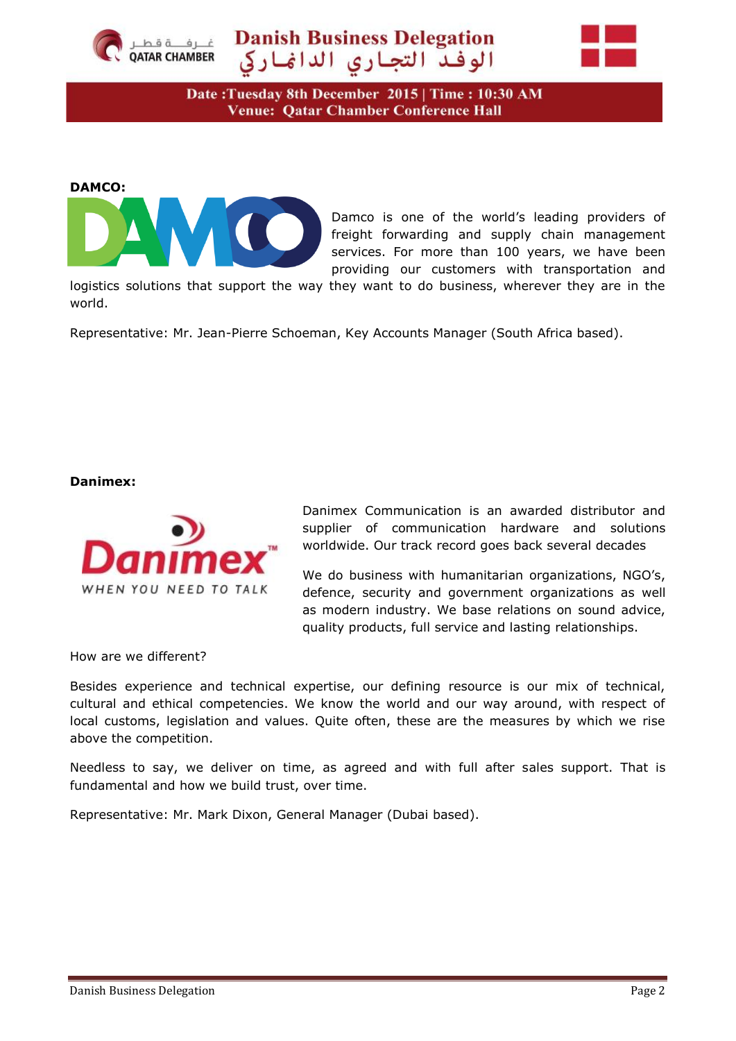**DAMCO:**

Damco is one of the world's leading providers of freight forwarding and supply chain management services. For more than 100 years, we have been providing our customers with transportation and logistics solutions that support the way they want to do business, wherever they are in the world.

Representative: Mr. Jean-Pierre Schoeman, Key Accounts Manager (South Africa based).

**Danimex:**

Danimex Communication is an awarded distributor and supplier of communication hardware and solutions worldwide. Our track record goes back several decades

We do business with humanitarian organizations, NGO's, defence, security and government organizations as well as modern industry. We base relations on sound advice, quality products, full service and lasting relationships.

How are we different?

Besides experience and technical expertise, our defining resource is our mix of technical, cultural and ethical competencies. We know the world and our way around, with respect of local customs, legislation and values. Quite often, these are the measures by which we rise above the competition.

Needless to say, we deliver on time, as agreed and with full after sales support. That is fundamental and how we build trust, over time.

Representative: Mr. Mark Dixon, General Manager (Dubai based).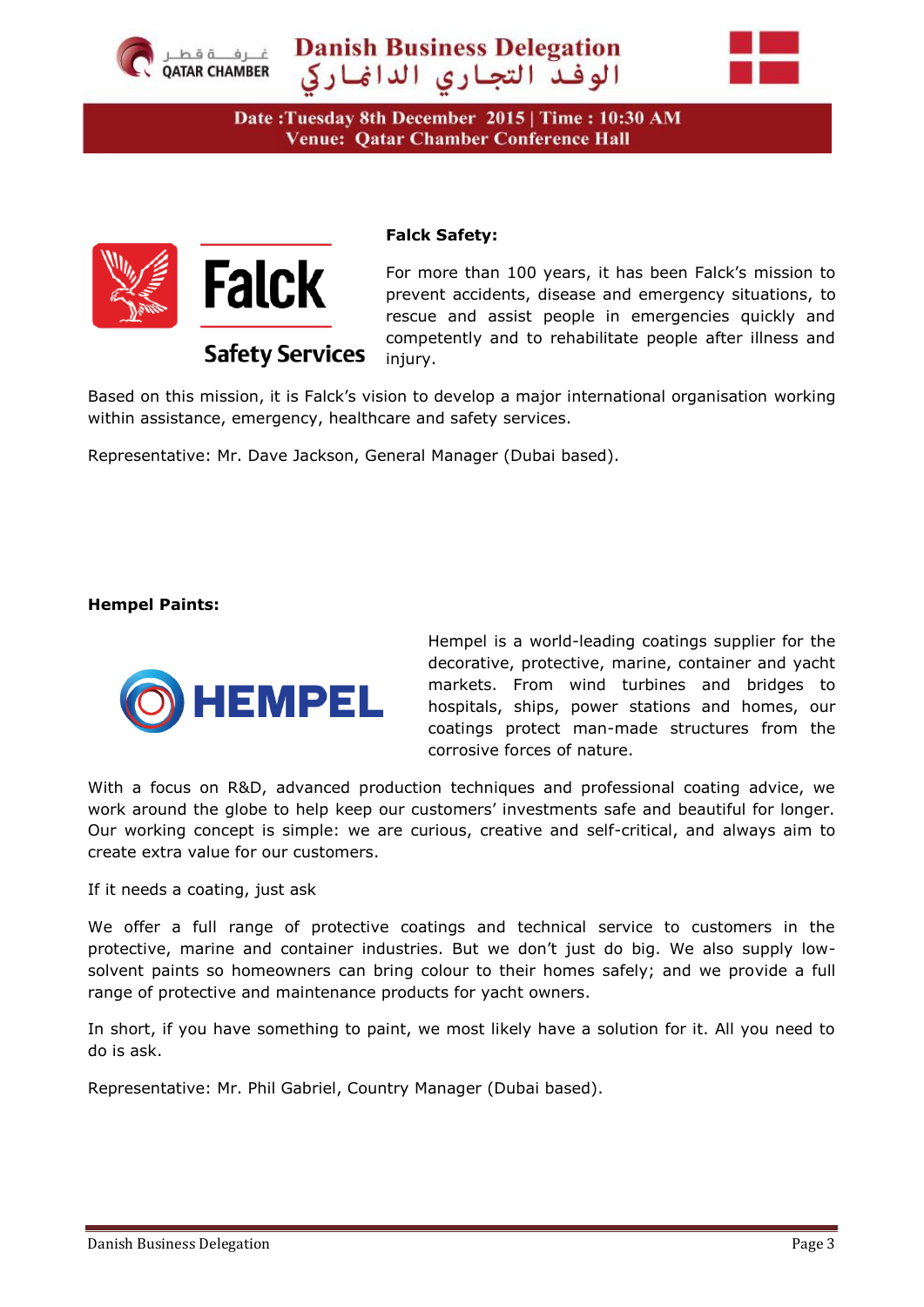**Falck Safety:**

For more than 100 years, it has been Falck's mission to prevent accidents, disease and emergency situations, to rescue and assist people in emergencies quickly and competently and to rehabilitate people after illness and injury.

Based on this mission, it is Falck's vision to develop a major international organisation working within assistance, emergency, healthcare and safety services.

Representative: Mr. Dave Jackson, General Manager (Dubai based).

**Hempel Paints:**

Hempel is a world-leading coatings supplier for the decorative, protective, marine, container and yacht markets. From wind turbines and bridges to hospitals, ships, power stations and homes, our coatings protect man-made structures from the corrosive forces of nature.

With a focus on R&D, advanced production techniques and professional coating advice, we work around the globe to help keep our customers' investments safe and beautiful for longer. Our working concept is simple: we are curious, creative and self-critical, and always aim to create extra value for our customers.

If it needs a coating, just ask

We offer a full range of protective coatings and technical service to customers in the protective, marine and container industries. But we don't just do big. We also supply low-solvent paints so homeowners can bring colour to their homes safely; and we provide a full range of protective and maintenance products for yacht owners.

In short, if you have something to paint, we most likely have a solution for it. All you need to do is ask.

Representative: Mr. Phil Gabriel, Country Manager (Dubai based).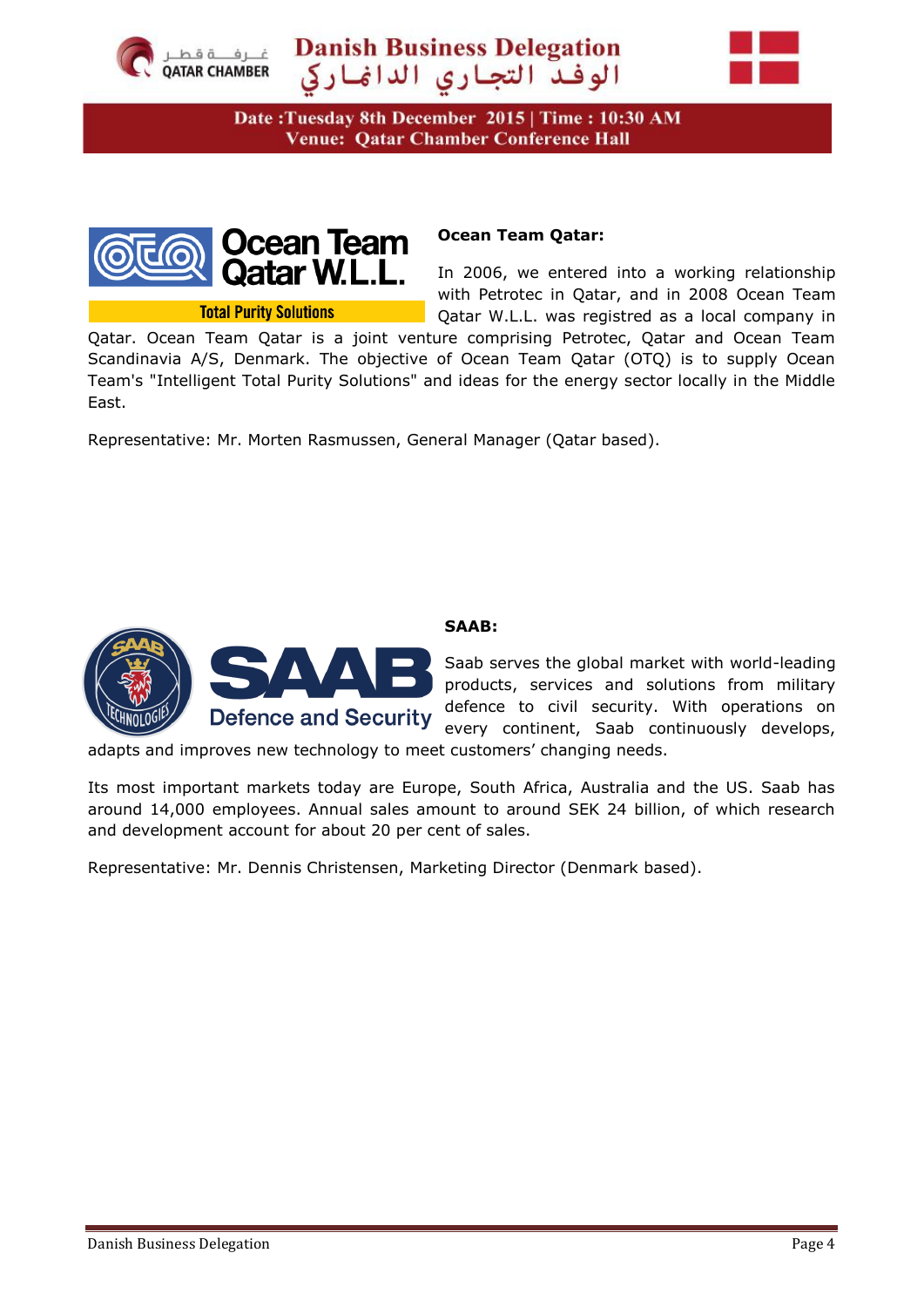**Ocean Team Qatar:**

In 2006, we entered into a working relationship with Petrotec in Qatar, and in 2008 Ocean Team Qatar W.L.L. was registred as a local company in Qatar. Ocean Team Qatar is a joint venture comprising Petrotec, Qatar and Ocean Team Scandinavia A/S, Denmark. The objective of Ocean Team Qatar (OTQ) is to supply Ocean Team's "Intelligent Total Purity Solutions" and ideas for the energy sector locally in the Middle East.

Representative: Mr. Morten Rasmussen, General Manager (Qatar based).

**SAAB:**

Saab serves the global market with world-leading products, services and solutions from military defence to civil security. With operations on every continent, Saab continuously develops, adapts and improves new technology to meet customers' changing needs.

Its most important markets today are Europe, South Africa, Australia and the US. Saab has around 14,000 employees. Annual sales amount to around SEK 24 billion, of which research and development account for about 20 per cent of sales.

Representative: Mr. Dennis Christensen, Marketing Director (Denmark based).